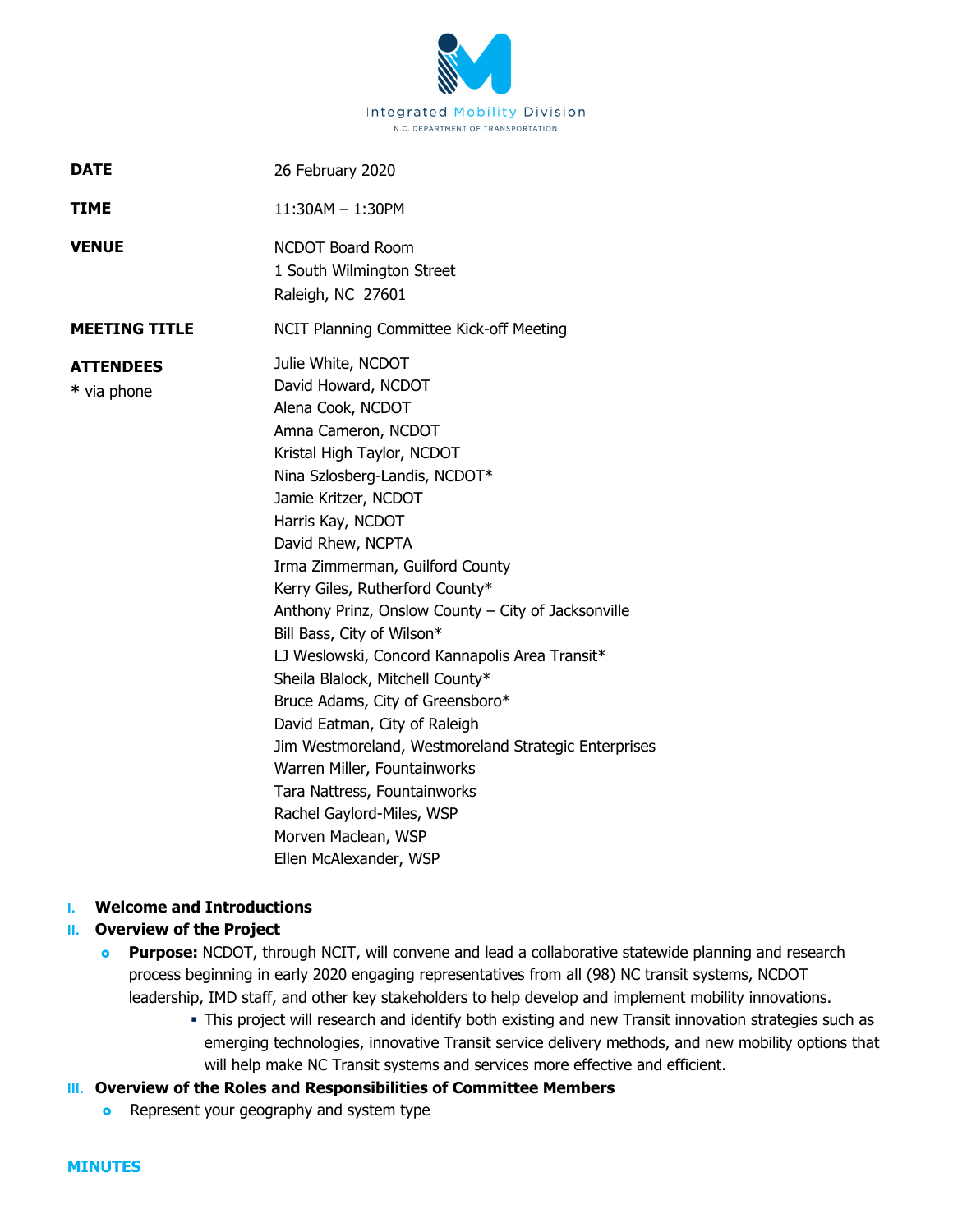Integrated Mobility Division
N.C. DEPARTMENT OF TRANSPORTATION

| | |
|---|---|
| **DATE** | 26 February 2020 |
| **TIME** | 11:30AM – 1:30PM |
| **VENUE** | NCDOT Board Room<br>1 South Wilmington Street<br>Raleigh, NC 27601 |
| **MEETING TITLE** | NCIT Planning Committee Kick-off Meeting |
| **ATTENDEES**<br>* via phone | Julie White, NCDOT<br>David Howard, NCDOT<br>Alena Cook, NCDOT<br>Amna Cameron, NCDOT<br>Kristal High Taylor, NCDOT<br>Nina Szlosberg-Landis, NCDOT*<br>Jamie Kritzer, NCDOT<br>Harris Kay, NCDOT<br>David Rhew, NCPTA<br>Irma Zimmerman, Guilford County<br>Kerry Giles, Rutherford County*<br>Anthony Prinz, Onslow County – City of Jacksonville<br>Bill Bass, City of Wilson*<br>LJ Weslowski, Concord Kannapolis Area Transit*<br>Sheila Blalock, Mitchell County*<br>Bruce Adams, City of Greensboro*<br>David Eatman, City of Raleigh<br>Jim Westmoreland, Westmoreland Strategic Enterprises<br>Warren Miller, Fountainworks<br>Tara Nattress, Fountainworks<br>Rachel Gaylord-Miles, WSP<br>Morven Maclean, WSP<br>Ellen McAlexander, WSP |

I. **Welcome and Introductions**

II. **Overview of the Project**
   - **Purpose:** NCDOT, through NCIT, will convene and lead a collaborative statewide planning and research process beginning in early 2020 engaging representatives from all (98) NC transit systems, NCDOT leadership, IMD staff, and other key stakeholders to help develop and implement mobility innovations.
     - This project will research and identify both existing and new Transit innovation strategies such as emerging technologies, innovative Transit service delivery methods, and new mobility options that will help make NC Transit systems and services more effective and efficient.

III. **Overview of the Roles and Responsibilities of Committee Members**
   - Represent your geography and system type

**MINUTES**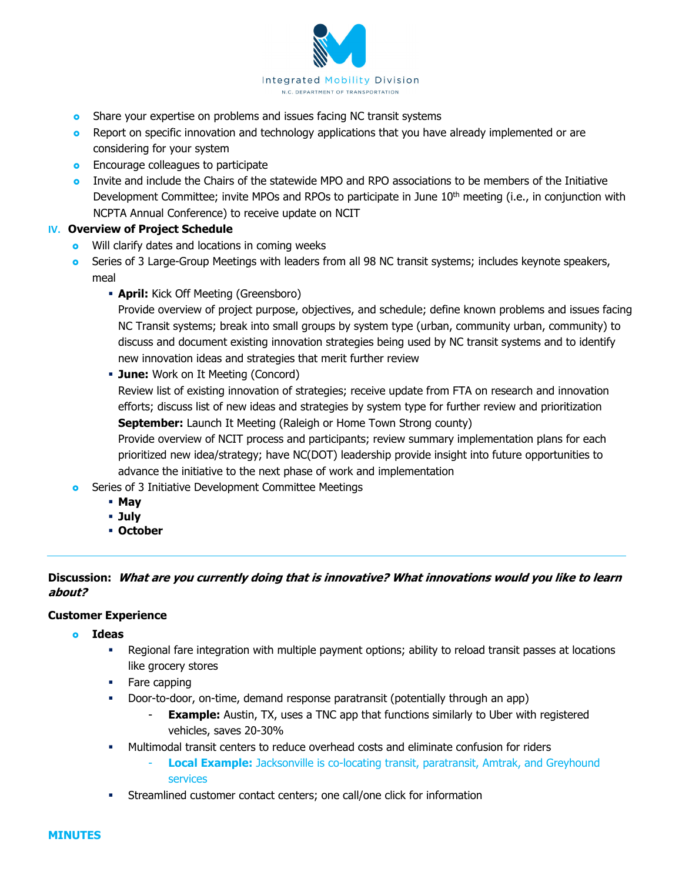- Share your expertise on problems and issues facing NC transit systems
- Report on specific innovation and technology applications that you have already implemented or are considering for your system
- Encourage colleagues to participate
- Invite and include the Chairs of the statewide MPO and RPO associations to be members of the Initiative Development Committee; invite MPOs and RPOs to participate in June 10th meeting (i.e., in conjunction with NCPTA Annual Conference) to receive update on NCIT

**IV. Overview of Project Schedule**

- Will clarify dates and locations in coming weeks
- Series of 3 Large-Group Meetings with leaders from all 98 NC transit systems; includes keynote speakers, meal
  - **April:** Kick Off Meeting (Greensboro)
    Provide overview of project purpose, objectives, and schedule; define known problems and issues facing NC Transit systems; break into small groups by system type (urban, community urban, community) to discuss and document existing innovation strategies being used by NC transit systems and to identify new innovation ideas and strategies that merit further review
  - **June:** Work on It Meeting (Concord)
    Review list of existing innovation of strategies; receive update from FTA on research and innovation efforts; discuss list of new ideas and strategies by system type for further review and prioritization
    **September:** Launch It Meeting (Raleigh or Home Town Strong county)
    Provide overview of NCIT process and participants; review summary implementation plans for each prioritized new idea/strategy; have NC(DOT) leadership provide insight into future opportunities to advance the initiative to the next phase of work and implementation
- Series of 3 Initiative Development Committee Meetings
  - **May**
  - **July**
  - **October**

---

**Discussion:** ***What are you currently doing that is innovative? What innovations would you like to learn about?***

**Customer Experience**

- **Ideas**
  - Regional fare integration with multiple payment options; ability to reload transit passes at locations like grocery stores
  - Fare capping
  - Door-to-door, on-time, demand response paratransit (potentially through an app)
    - **Example:** Austin, TX, uses a TNC app that functions similarly to Uber with registered vehicles, saves 20-30%
  - Multimodal transit centers to reduce overhead costs and eliminate confusion for riders
    - **Local Example:** Jacksonville is co-locating transit, paratransit, Amtrak, and Greyhound services
  - Streamlined customer contact centers; one call/one click for information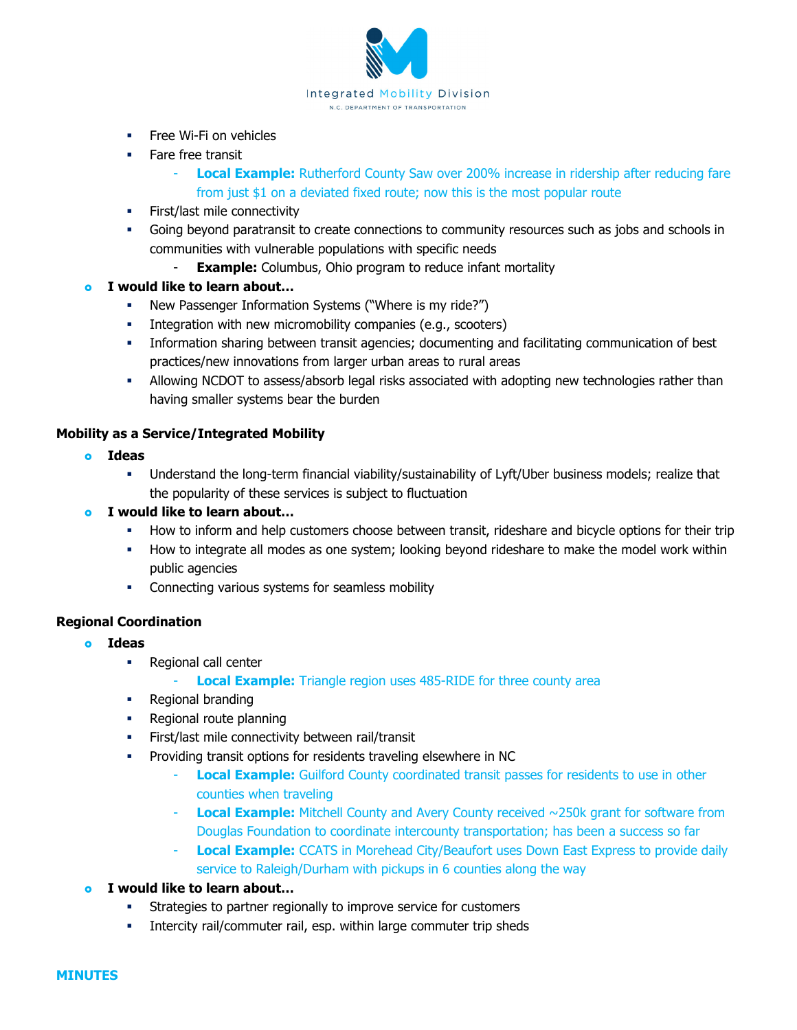- Free Wi-Fi on vehicles
- Fare free transit
  - **Local Example:** Rutherford County Saw over 200% increase in ridership after reducing fare from just $1 on a deviated fixed route; now this is the most popular route
- First/last mile connectivity
- Going beyond paratransit to create connections to community resources such as jobs and schools in communities with vulnerable populations with specific needs
  - **Example:** Columbus, Ohio program to reduce infant mortality

- **I would like to learn about…**
  - New Passenger Information Systems ("Where is my ride?")
  - Integration with new micromobility companies (e.g., scooters)
  - Information sharing between transit agencies; documenting and facilitating communication of best practices/new innovations from larger urban areas to rural areas
  - Allowing NCDOT to assess/absorb legal risks associated with adopting new technologies rather than having smaller systems bear the burden

**Mobility as a Service/Integrated Mobility**

- **Ideas**
  - Understand the long-term financial viability/sustainability of Lyft/Uber business models; realize that the popularity of these services is subject to fluctuation
- **I would like to learn about…**
  - How to inform and help customers choose between transit, rideshare and bicycle options for their trip
  - How to integrate all modes as one system; looking beyond rideshare to make the model work within public agencies
  - Connecting various systems for seamless mobility

**Regional Coordination**

- **Ideas**
  - Regional call center
    - **Local Example:** Triangle region uses 485-RIDE for three county area
  - Regional branding
  - Regional route planning
  - First/last mile connectivity between rail/transit
  - Providing transit options for residents traveling elsewhere in NC
    - **Local Example:** Guilford County coordinated transit passes for residents to use in other counties when traveling
    - **Local Example:** Mitchell County and Avery County received ~250k grant for software from Douglas Foundation to coordinate intercounty transportation; has been a success so far
    - **Local Example:** CCATS in Morehead City/Beaufort uses Down East Express to provide daily service to Raleigh/Durham with pickups in 6 counties along the way
- **I would like to learn about…**
  - Strategies to partner regionally to improve service for customers
  - Intercity rail/commuter rail, esp. within large commuter trip sheds

**MINUTES**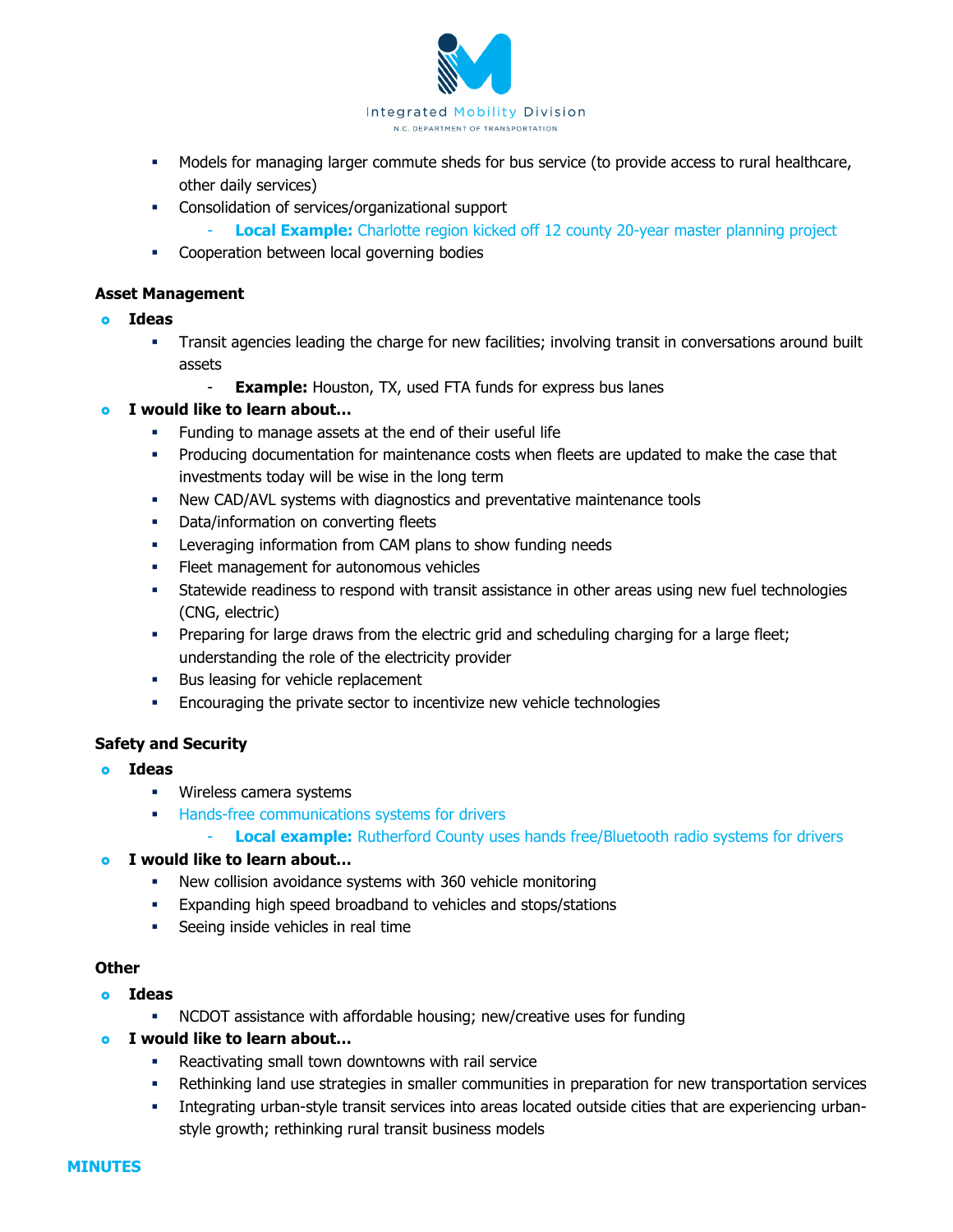- Models for managing larger commute sheds for bus service (to provide access to rural healthcare, other daily services)
- Consolidation of services/organizational support
  - **Local Example:** Charlotte region kicked off 12 county 20-year master planning project
- Cooperation between local governing bodies

**Asset Management**

- **Ideas**
  - Transit agencies leading the charge for new facilities; involving transit in conversations around built assets
    - **Example:** Houston, TX, used FTA funds for express bus lanes
- **I would like to learn about…**
  - Funding to manage assets at the end of their useful life
  - Producing documentation for maintenance costs when fleets are updated to make the case that investments today will be wise in the long term
  - New CAD/AVL systems with diagnostics and preventative maintenance tools
  - Data/information on converting fleets
  - Leveraging information from CAM plans to show funding needs
  - Fleet management for autonomous vehicles
  - Statewide readiness to respond with transit assistance in other areas using new fuel technologies (CNG, electric)
  - Preparing for large draws from the electric grid and scheduling charging for a large fleet; understanding the role of the electricity provider
  - Bus leasing for vehicle replacement
  - Encouraging the private sector to incentivize new vehicle technologies

**Safety and Security**

- **Ideas**
  - Wireless camera systems
  - Hands-free communications systems for drivers
    - **Local example:** Rutherford County uses hands free/Bluetooth radio systems for drivers
- **I would like to learn about…**
  - New collision avoidance systems with 360 vehicle monitoring
  - Expanding high speed broadband to vehicles and stops/stations
  - Seeing inside vehicles in real time

**Other**

- **Ideas**
  - NCDOT assistance with affordable housing; new/creative uses for funding
- **I would like to learn about…**
  - Reactivating small town downtowns with rail service
  - Rethinking land use strategies in smaller communities in preparation for new transportation services
  - Integrating urban-style transit services into areas located outside cities that are experiencing urban-style growth; rethinking rural transit business models

**MINUTES**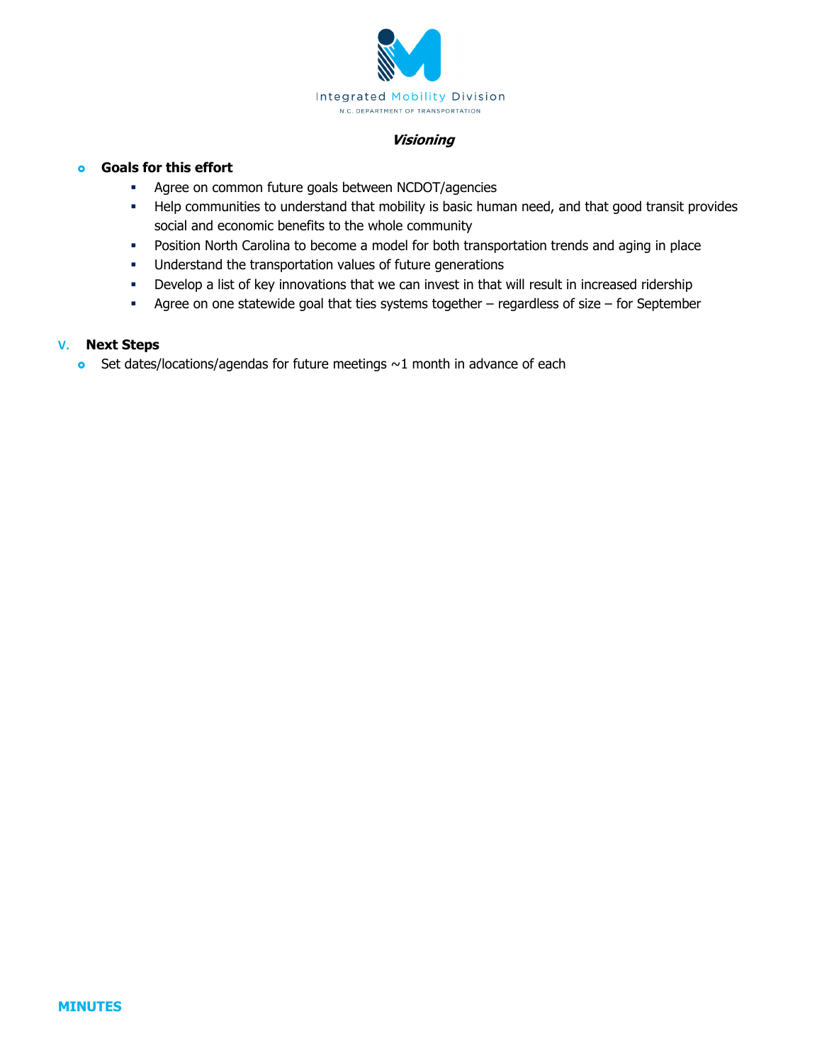*Visioning*

- **Goals for this effort**
  - Agree on common future goals between NCDOT/agencies
  - Help communities to understand that mobility is basic human need, and that good transit provides social and economic benefits to the whole community
  - Position North Carolina to become a model for both transportation trends and aging in place
  - Understand the transportation values of future generations
  - Develop a list of key innovations that we can invest in that will result in increased ridership
  - Agree on one statewide goal that ties systems together – regardless of size – for September

## V. Next Steps

- Set dates/locations/agendas for future meetings ~1 month in advance of each